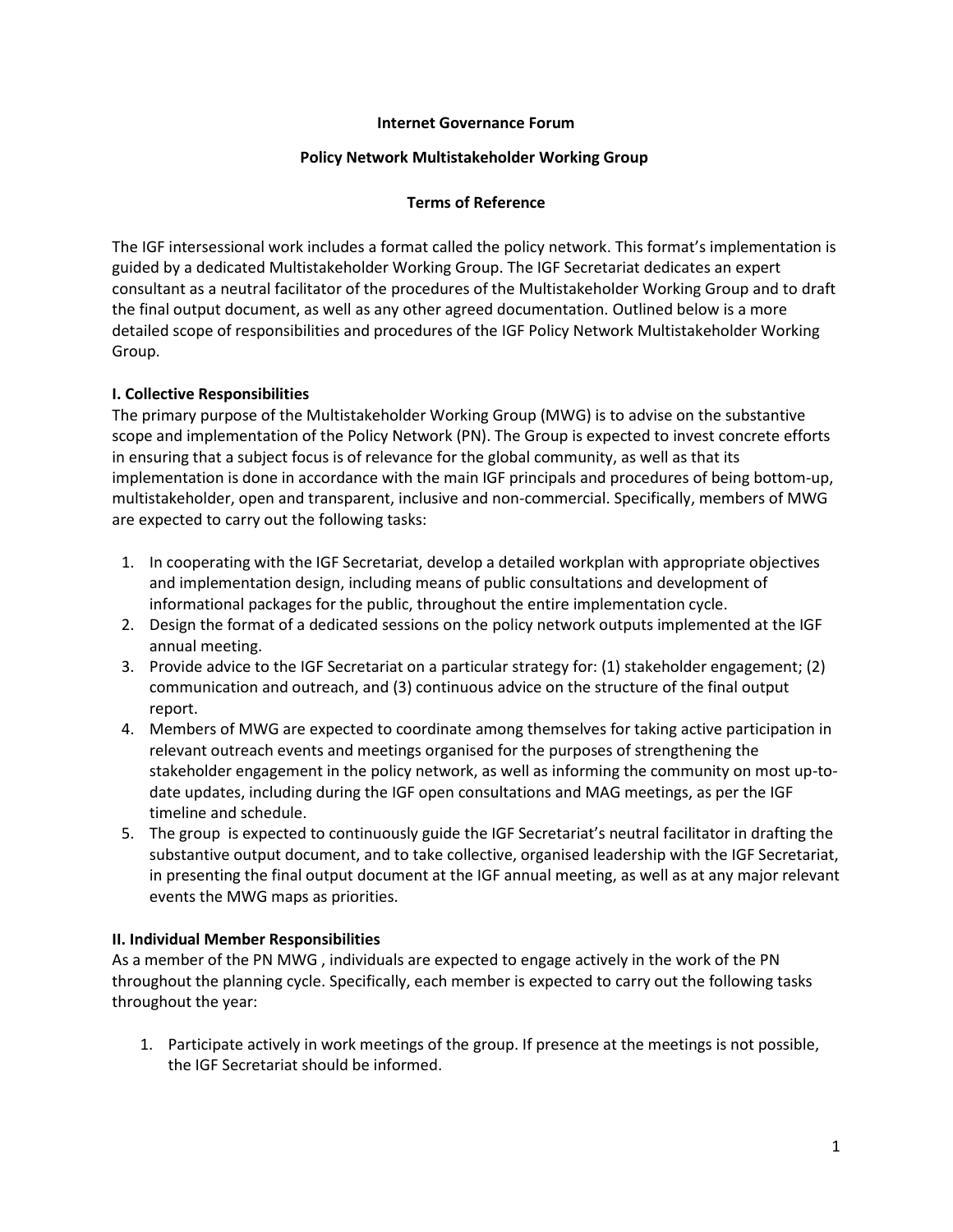**Internet Governance Forum**

**Policy Network Multistakeholder Working Group**

**Terms of Reference**

The IGF intersessional work includes a format called the policy network. This format's implementation is guided by a dedicated Multistakeholder Working Group. The IGF Secretariat dedicates an expert consultant as a neutral facilitator of the procedures of the Multistakeholder Working Group and to draft the final output document, as well as any other agreed documentation. Outlined below is a more detailed scope of responsibilities and procedures of the IGF Policy Network Multistakeholder Working Group.

## I. Collective Responsibilities

The primary purpose of the Multistakeholder Working Group (MWG) is to advise on the substantive scope and implementation of the Policy Network (PN). The Group is expected to invest concrete efforts in ensuring that a subject focus is of relevance for the global community, as well as that its implementation is done in accordance with the main IGF principals and procedures of being bottom-up, multistakeholder, open and transparent, inclusive and non-commercial. Specifically, members of MWG are expected to carry out the following tasks:

1. In cooperating with the IGF Secretariat, develop a detailed workplan with appropriate objectives and implementation design, including means of public consultations and development of informational packages for the public, throughout the entire implementation cycle.
2. Design the format of a dedicated sessions on the policy network outputs implemented at the IGF annual meeting.
3. Provide advice to the IGF Secretariat on a particular strategy for: (1) stakeholder engagement; (2) communication and outreach, and (3) continuous advice on the structure of the final output report.
4. Members of MWG are expected to coordinate among themselves for taking active participation in relevant outreach events and meetings organised for the purposes of strengthening the stakeholder engagement in the policy network, as well as informing the community on most up-to-date updates, including during the IGF open consultations and MAG meetings, as per the IGF timeline and schedule.
5. The group is expected to continuously guide the IGF Secretariat's neutral facilitator in drafting the substantive output document, and to take collective, organised leadership with the IGF Secretariat, in presenting the final output document at the IGF annual meeting, as well as at any major relevant events the MWG maps as priorities.

## II. Individual Member Responsibilities

As a member of the PN MWG , individuals are expected to engage actively in the work of the PN throughout the planning cycle. Specifically, each member is expected to carry out the following tasks throughout the year:

1. Participate actively in work meetings of the group. If presence at the meetings is not possible, the IGF Secretariat should be informed.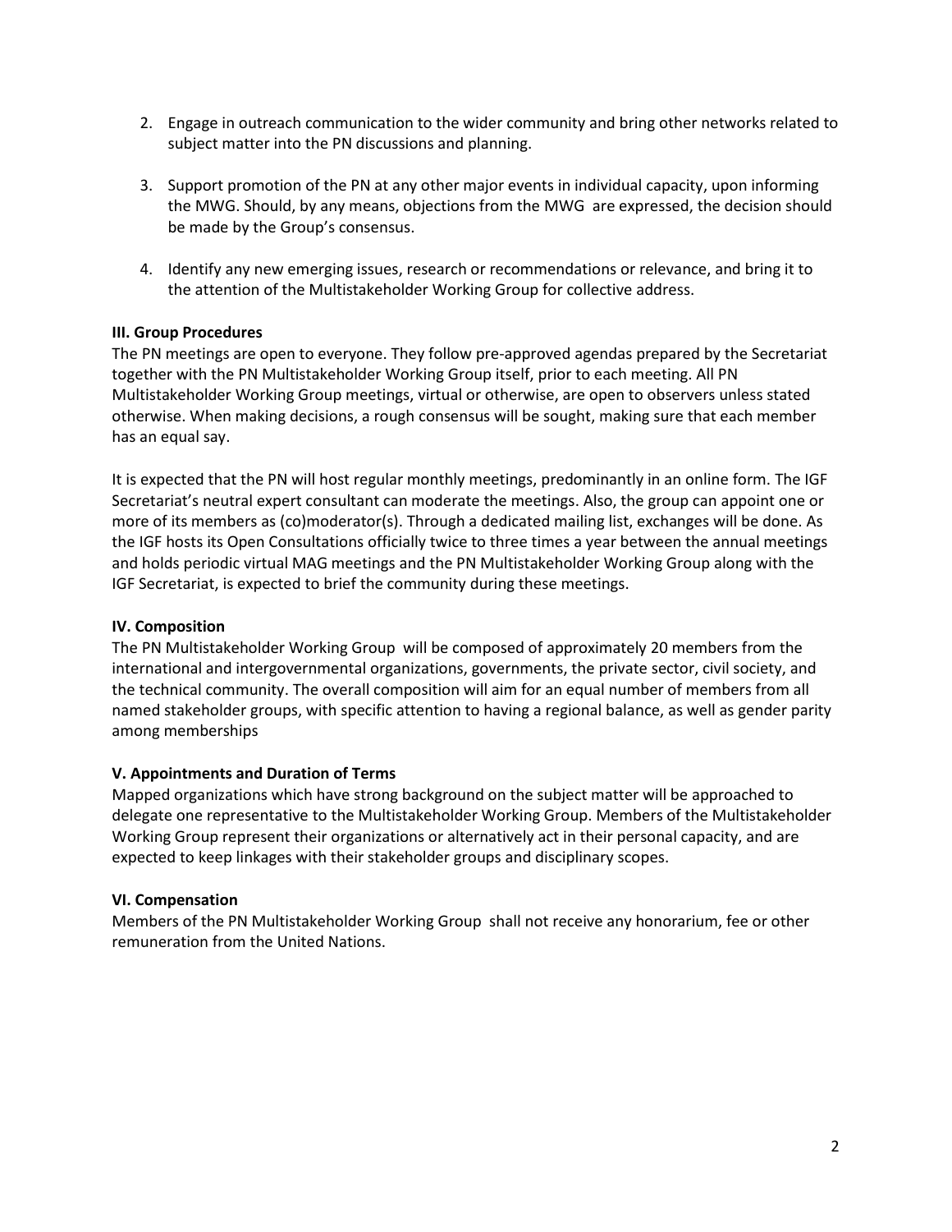2. Engage in outreach communication to the wider community and bring other networks related to subject matter into the PN discussions and planning.

3. Support promotion of the PN at any other major events in individual capacity, upon informing the MWG. Should, by any means, objections from the MWG are expressed, the decision should be made by the Group's consensus.

4. Identify any new emerging issues, research or recommendations or relevance, and bring it to the attention of the Multistakeholder Working Group for collective address.

**III. Group Procedures**

The PN meetings are open to everyone. They follow pre-approved agendas prepared by the Secretariat together with the PN Multistakeholder Working Group itself, prior to each meeting. All PN Multistakeholder Working Group meetings, virtual or otherwise, are open to observers unless stated otherwise. When making decisions, a rough consensus will be sought, making sure that each member has an equal say.

It is expected that the PN will host regular monthly meetings, predominantly in an online form. The IGF Secretariat's neutral expert consultant can moderate the meetings. Also, the group can appoint one or more of its members as (co)moderator(s). Through a dedicated mailing list, exchanges will be done. As the IGF hosts its Open Consultations officially twice to three times a year between the annual meetings and holds periodic virtual MAG meetings and the PN Multistakeholder Working Group along with the IGF Secretariat, is expected to brief the community during these meetings.

**IV. Composition**

The PN Multistakeholder Working Group will be composed of approximately 20 members from the international and intergovernmental organizations, governments, the private sector, civil society, and the technical community. The overall composition will aim for an equal number of members from all named stakeholder groups, with specific attention to having a regional balance, as well as gender parity among memberships

**V. Appointments and Duration of Terms**

Mapped organizations which have strong background on the subject matter will be approached to delegate one representative to the Multistakeholder Working Group. Members of the Multistakeholder Working Group represent their organizations or alternatively act in their personal capacity, and are expected to keep linkages with their stakeholder groups and disciplinary scopes.

**VI. Compensation**

Members of the PN Multistakeholder Working Group shall not receive any honorarium, fee or other remuneration from the United Nations.